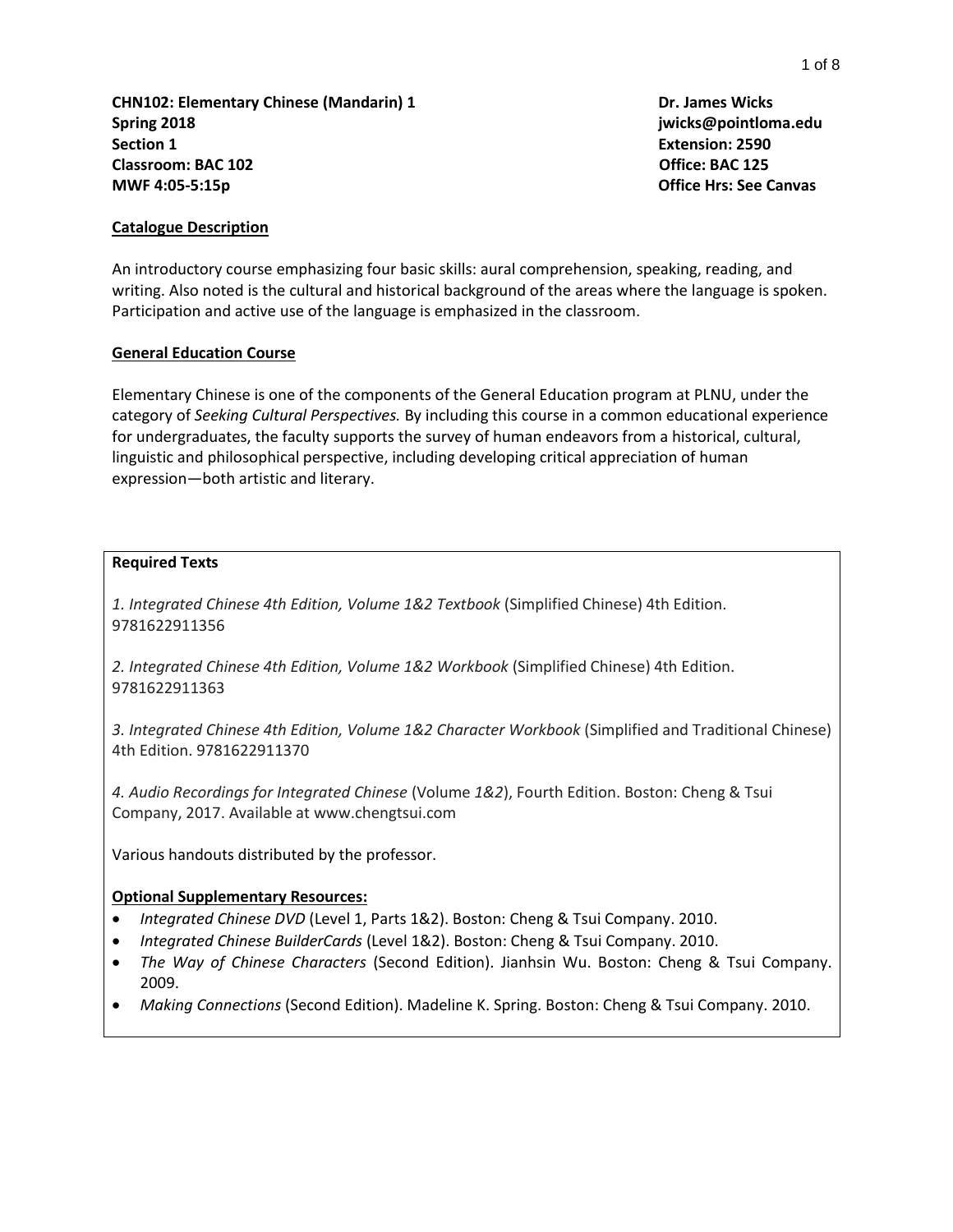**CHN102: Elementary Chinese (Mandarin) 1**
**Spring 2018**
**Section 1**
**Classroom: BAC 102**
**MWF 4:05-5:15p**

**Dr. James Wicks**
**jwicks@pointloma.edu**
**Extension: 2590**
**Office: BAC 125**
**Office Hrs: See Canvas**

## Catalogue Description

An introductory course emphasizing four basic skills: aural comprehension, speaking, reading, and writing. Also noted is the cultural and historical background of the areas where the language is spoken. Participation and active use of the language is emphasized in the classroom.

## General Education Course

Elementary Chinese is one of the components of the General Education program at PLNU, under the category of *Seeking Cultural Perspectives.* By including this course in a common educational experience for undergraduates, the faculty supports the survey of human endeavors from a historical, cultural, linguistic and philosophical perspective, including developing critical appreciation of human expression—both artistic and literary.

### Required Texts

*1. Integrated Chinese 4th Edition, Volume 1&2 Textbook* (Simplified Chinese) 4th Edition. 9781622911356

*2. Integrated Chinese 4th Edition, Volume 1&2 Workbook* (Simplified Chinese) 4th Edition. 9781622911363

*3. Integrated Chinese 4th Edition, Volume 1&2 Character Workbook* (Simplified and Traditional Chinese) 4th Edition. 9781622911370

*4. Audio Recordings for Integrated Chinese* (Volume *1&2*), Fourth Edition. Boston: Cheng & Tsui Company, 2017. Available at www.chengtsui.com

Various handouts distributed by the professor.

### Optional Supplementary Resources:

- *Integrated Chinese DVD* (Level 1, Parts 1&2). Boston: Cheng & Tsui Company. 2010.
- *Integrated Chinese BuilderCards* (Level 1&2). Boston: Cheng & Tsui Company. 2010.
- *The Way of Chinese Characters* (Second Edition). Jianhsin Wu. Boston: Cheng & Tsui Company. 2009.
- *Making Connections* (Second Edition). Madeline K. Spring. Boston: Cheng & Tsui Company. 2010.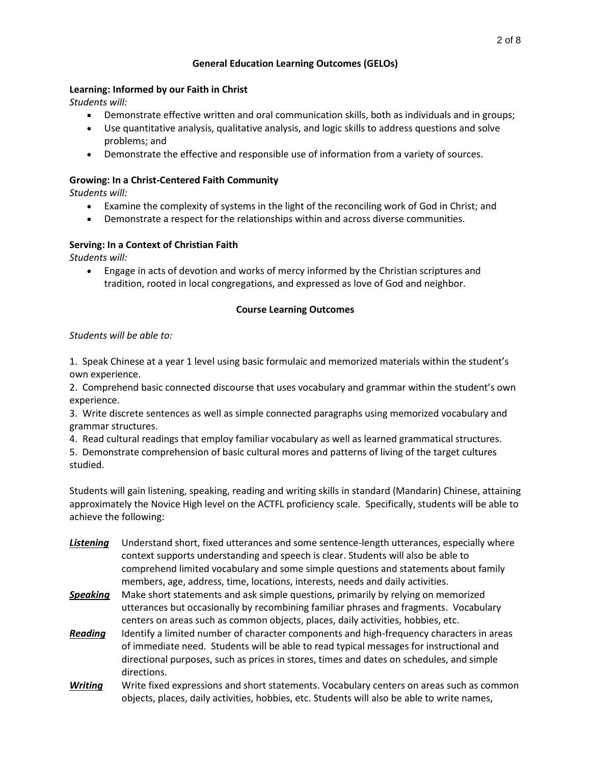## General Education Learning Outcomes (GELOs)

### Learning: Informed by our Faith in Christ

*Students will:*

- Demonstrate effective written and oral communication skills, both as individuals and in groups;
- Use quantitative analysis, qualitative analysis, and logic skills to address questions and solve problems; and
- Demonstrate the effective and responsible use of information from a variety of sources.

### Growing: In a Christ-Centered Faith Community

*Students will:*

- Examine the complexity of systems in the light of the reconciling work of God in Christ; and
- Demonstrate a respect for the relationships within and across diverse communities.

### Serving: In a Context of Christian Faith

*Students will:*

- Engage in acts of devotion and works of mercy informed by the Christian scriptures and tradition, rooted in local congregations, and expressed as love of God and neighbor.

## Course Learning Outcomes

*Students will be able to:*

1. Speak Chinese at a year 1 level using basic formulaic and memorized materials within the student's own experience.
2. Comprehend basic connected discourse that uses vocabulary and grammar within the student's own experience.
3. Write discrete sentences as well as simple connected paragraphs using memorized vocabulary and grammar structures.
4. Read cultural readings that employ familiar vocabulary as well as learned grammatical structures.
5. Demonstrate comprehension of basic cultural mores and patterns of living of the target cultures studied.

Students will gain listening, speaking, reading and writing skills in standard (Mandarin) Chinese, attaining approximately the Novice High level on the ACTFL proficiency scale. Specifically, students will be able to achieve the following:

***Listening*** Understand short, fixed utterances and some sentence-length utterances, especially where context supports understanding and speech is clear. Students will also be able to comprehend limited vocabulary and some simple questions and statements about family members, age, address, time, locations, interests, needs and daily activities.

***Speaking*** Make short statements and ask simple questions, primarily by relying on memorized utterances but occasionally by recombining familiar phrases and fragments. Vocabulary centers on areas such as common objects, places, daily activities, hobbies, etc.

***Reading*** Identify a limited number of character components and high-frequency characters in areas of immediate need. Students will be able to read typical messages for instructional and directional purposes, such as prices in stores, times and dates on schedules, and simple directions.

***Writing*** Write fixed expressions and short statements. Vocabulary centers on areas such as common objects, places, daily activities, hobbies, etc. Students will also be able to write names,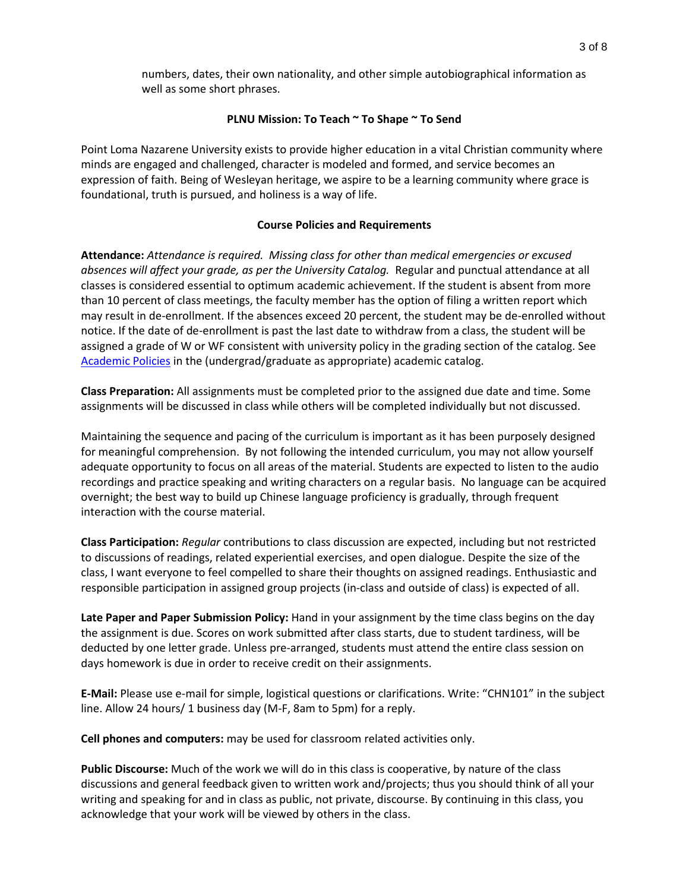numbers, dates, their own nationality, and other simple autobiographical information as well as some short phrases.

**PLNU Mission: To Teach ~ To Shape ~ To Send**

Point Loma Nazarene University exists to provide higher education in a vital Christian community where minds are engaged and challenged, character is modeled and formed, and service becomes an expression of faith. Being of Wesleyan heritage, we aspire to be a learning community where grace is foundational, truth is pursued, and holiness is a way of life.

**Course Policies and Requirements**

**Attendance:** *Attendance is required. Missing class for other than medical emergencies or excused absences will affect your grade, as per the University Catalog.* Regular and punctual attendance at all classes is considered essential to optimum academic achievement. If the student is absent from more than 10 percent of class meetings, the faculty member has the option of filing a written report which may result in de-enrollment. If the absences exceed 20 percent, the student may be de-enrolled without notice. If the date of de-enrollment is past the last date to withdraw from a class, the student will be assigned a grade of W or WF consistent with university policy in the grading section of the catalog. See Academic Policies in the (undergrad/graduate as appropriate) academic catalog.

**Class Preparation:** All assignments must be completed prior to the assigned due date and time. Some assignments will be discussed in class while others will be completed individually but not discussed.

Maintaining the sequence and pacing of the curriculum is important as it has been purposely designed for meaningful comprehension. By not following the intended curriculum, you may not allow yourself adequate opportunity to focus on all areas of the material. Students are expected to listen to the audio recordings and practice speaking and writing characters on a regular basis. No language can be acquired overnight; the best way to build up Chinese language proficiency is gradually, through frequent interaction with the course material.

**Class Participation:** *Regular* contributions to class discussion are expected, including but not restricted to discussions of readings, related experiential exercises, and open dialogue. Despite the size of the class, I want everyone to feel compelled to share their thoughts on assigned readings. Enthusiastic and responsible participation in assigned group projects (in-class and outside of class) is expected of all.

**Late Paper and Paper Submission Policy:** Hand in your assignment by the time class begins on the day the assignment is due. Scores on work submitted after class starts, due to student tardiness, will be deducted by one letter grade. Unless pre-arranged, students must attend the entire class session on days homework is due in order to receive credit on their assignments.

**E-Mail:** Please use e-mail for simple, logistical questions or clarifications. Write: "CHN101" in the subject line. Allow 24 hours/ 1 business day (M-F, 8am to 5pm) for a reply.

**Cell phones and computers:** may be used for classroom related activities only.

**Public Discourse:** Much of the work we will do in this class is cooperative, by nature of the class discussions and general feedback given to written work and/projects; thus you should think of all your writing and speaking for and in class as public, not private, discourse. By continuing in this class, you acknowledge that your work will be viewed by others in the class.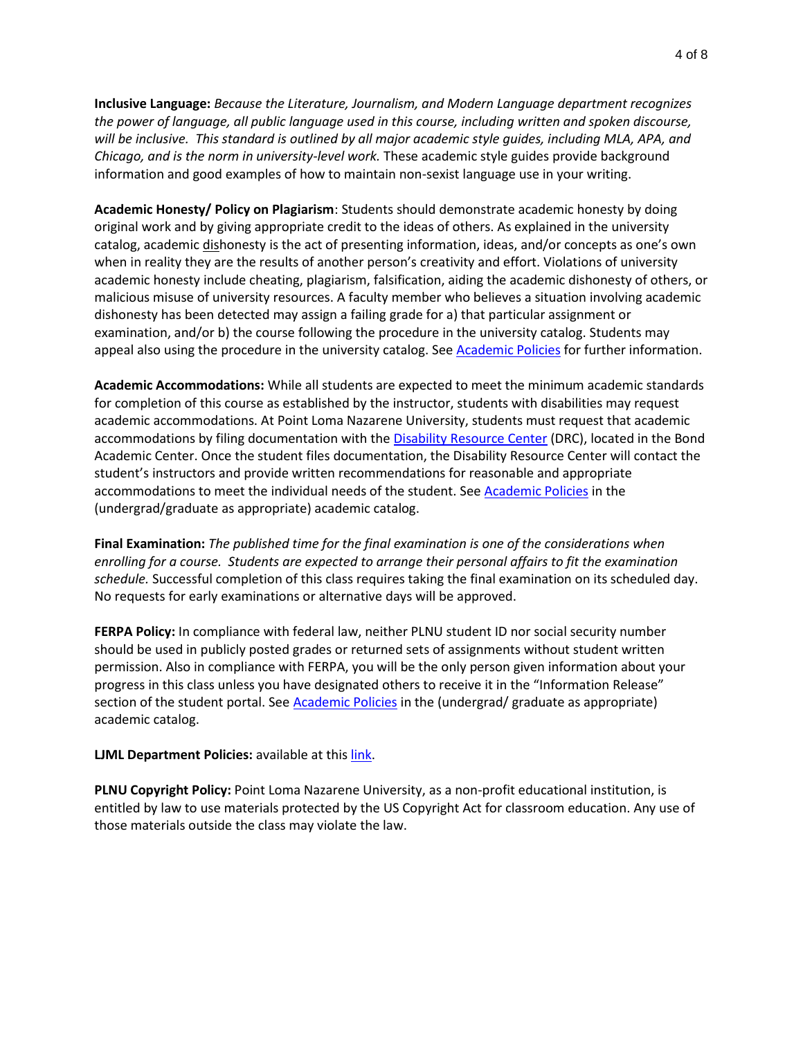**Inclusive Language:** *Because the Literature, Journalism, and Modern Language department recognizes the power of language, all public language used in this course, including written and spoken discourse, will be inclusive. This standard is outlined by all major academic style guides, including MLA, APA, and Chicago, and is the norm in university-level work.* These academic style guides provide background information and good examples of how to maintain non-sexist language use in your writing.

**Academic Honesty/ Policy on Plagiarism**: Students should demonstrate academic honesty by doing original work and by giving appropriate credit to the ideas of others. As explained in the university catalog, academic dishonesty is the act of presenting information, ideas, and/or concepts as one's own when in reality they are the results of another person's creativity and effort. Violations of university academic honesty include cheating, plagiarism, falsification, aiding the academic dishonesty of others, or malicious misuse of university resources. A faculty member who believes a situation involving academic dishonesty has been detected may assign a failing grade for a) that particular assignment or examination, and/or b) the course following the procedure in the university catalog. Students may appeal also using the procedure in the university catalog. See Academic Policies for further information.

**Academic Accommodations:** While all students are expected to meet the minimum academic standards for completion of this course as established by the instructor, students with disabilities may request academic accommodations. At Point Loma Nazarene University, students must request that academic accommodations by filing documentation with the Disability Resource Center (DRC), located in the Bond Academic Center. Once the student files documentation, the Disability Resource Center will contact the student's instructors and provide written recommendations for reasonable and appropriate accommodations to meet the individual needs of the student. See Academic Policies in the (undergrad/graduate as appropriate) academic catalog.

**Final Examination:** *The published time for the final examination is one of the considerations when enrolling for a course. Students are expected to arrange their personal affairs to fit the examination schedule.* Successful completion of this class requires taking the final examination on its scheduled day. No requests for early examinations or alternative days will be approved.

**FERPA Policy:** In compliance with federal law, neither PLNU student ID nor social security number should be used in publicly posted grades or returned sets of assignments without student written permission. Also in compliance with FERPA, you will be the only person given information about your progress in this class unless you have designated others to receive it in the "Information Release" section of the student portal. See Academic Policies in the (undergrad/ graduate as appropriate) academic catalog.

**LJML Department Policies:** available at this link.

**PLNU Copyright Policy:** Point Loma Nazarene University, as a non-profit educational institution, is entitled by law to use materials protected by the US Copyright Act for classroom education. Any use of those materials outside the class may violate the law.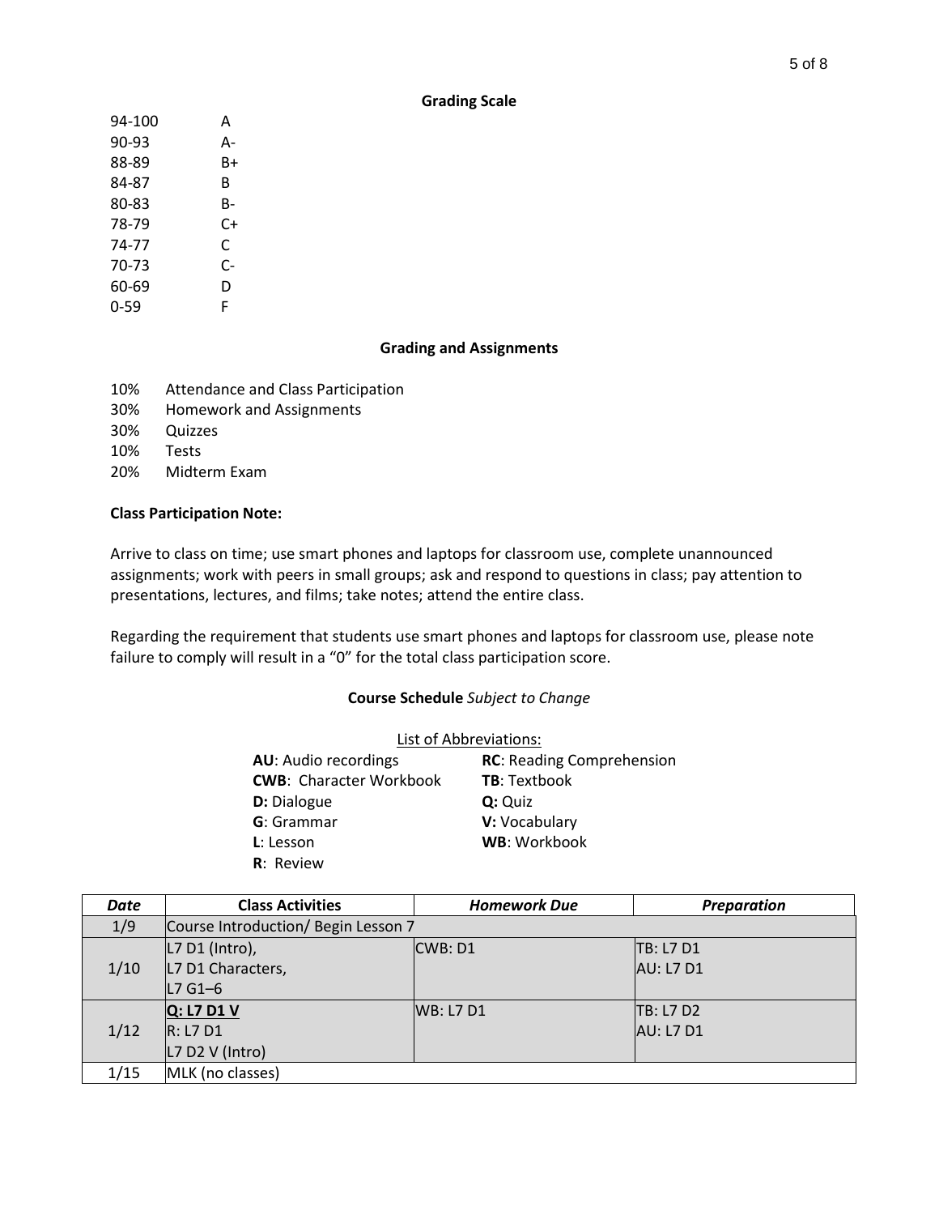## Grading Scale

| | |
|---|---|
| 94-100 | A |
| 90-93 | A- |
| 88-89 | B+ |
| 84-87 | B |
| 80-83 | B- |
| 78-79 | C+ |
| 74-77 | C |
| 70-73 | C- |
| 60-69 | D |
| 0-59 | F |

## Grading and Assignments

10% Attendance and Class Participation
30% Homework and Assignments
30% Quizzes
10% Tests
20% Midterm Exam

**Class Participation Note:**

Arrive to class on time; use smart phones and laptops for classroom use, complete unannounced assignments; work with peers in small groups; ask and respond to questions in class; pay attention to presentations, lectures, and films; take notes; attend the entire class.

Regarding the requirement that students use smart phones and laptops for classroom use, please note failure to comply will result in a "0" for the total class participation score.

## Course Schedule *Subject to Change*

List of Abbreviations:

**AU**: Audio recordings
**CWB**: Character Workbook
**D:** Dialogue
**G**: Grammar
**L**: Lesson
**R**: Review
**RC**: Reading Comprehension
**TB**: Textbook
**Q:** Quiz
**V:** Vocabulary
**WB**: Workbook

| *Date* | **Class Activities** | *Homework Due* | *Preparation* |
|---|---|---|---|
| 1/9 | Course Introduction/ Begin Lesson 7 | | |
| 1/10 | L7 D1 (Intro),<br>L7 D1 Characters,<br>L7 G1–6 | CWB: D1 | TB: L7 D1<br>AU: L7 D1 |
| 1/12 | **Q: L7 D1 V**<br>R: L7 D1<br>L7 D2 V (Intro) | WB: L7 D1 | TB: L7 D2<br>AU: L7 D1 |
| 1/15 | MLK (no classes) | | |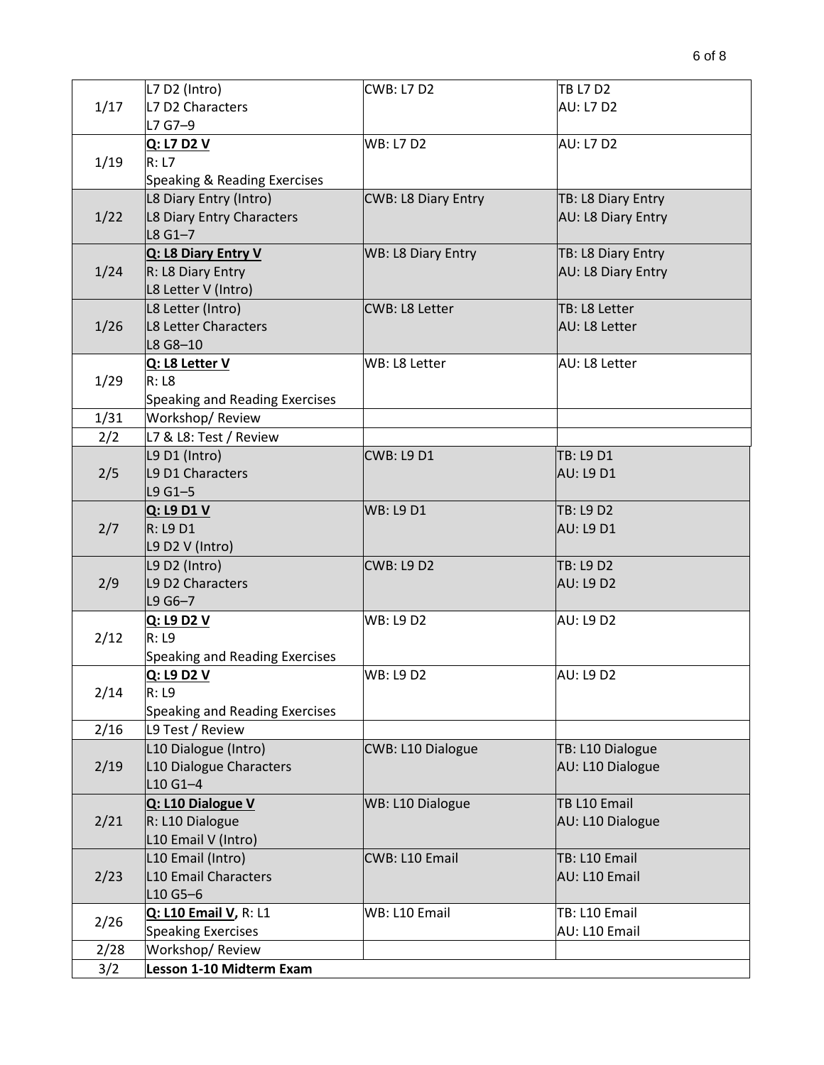| | | | |
|---|---|---|---|
| 1/17 | L7 D2 (Intro)<br>L7 D2 Characters<br>L7 G7–9 | CWB: L7 D2 | TB L7 D2<br>AU: L7 D2 |
| 1/19 | **Q: L7 D2 V**<br>R: L7<br>Speaking & Reading Exercises | WB: L7 D2 | AU: L7 D2 |
| 1/22 | L8 Diary Entry (Intro)<br>L8 Diary Entry Characters<br>L8 G1–7 | CWB: L8 Diary Entry | TB: L8 Diary Entry<br>AU: L8 Diary Entry |
| 1/24 | **Q: L8 Diary Entry V**<br>R: L8 Diary Entry<br>L8 Letter V (Intro) | WB: L8 Diary Entry | TB: L8 Diary Entry<br>AU: L8 Diary Entry |
| 1/26 | L8 Letter (Intro)<br>L8 Letter Characters<br>L8 G8–10 | CWB: L8 Letter | TB: L8 Letter<br>AU: L8 Letter |
| 1/29 | **Q: L8 Letter V**<br>R: L8<br>Speaking and Reading Exercises | WB: L8 Letter | AU: L8 Letter |
| 1/31 | Workshop/ Review | | |
| 2/2 | L7 & L8: Test / Review | | |
| 2/5 | L9 D1 (Intro)<br>L9 D1 Characters<br>L9 G1–5 | CWB: L9 D1 | TB: L9 D1<br>AU: L9 D1 |
| 2/7 | **Q: L9 D1 V**<br>R: L9 D1<br>L9 D2 V (Intro) | WB: L9 D1 | TB: L9 D2<br>AU: L9 D1 |
| 2/9 | L9 D2 (Intro)<br>L9 D2 Characters<br>L9 G6–7 | CWB: L9 D2 | TB: L9 D2<br>AU: L9 D2 |
| 2/12 | **Q: L9 D2 V**<br>R: L9<br>Speaking and Reading Exercises | WB: L9 D2 | AU: L9 D2 |
| 2/14 | **Q: L9 D2 V**<br>R: L9<br>Speaking and Reading Exercises | WB: L9 D2 | AU: L9 D2 |
| 2/16 | L9 Test / Review | | |
| 2/19 | L10 Dialogue (Intro)<br>L10 Dialogue Characters<br>L10 G1–4 | CWB: L10 Dialogue | TB: L10 Dialogue<br>AU: L10 Dialogue |
| 2/21 | **Q: L10 Dialogue V**<br>R: L10 Dialogue<br>L10 Email V (Intro) | WB: L10 Dialogue | TB L10 Email<br>AU: L10 Dialogue |
| 2/23 | L10 Email (Intro)<br>L10 Email Characters<br>L10 G5–6 | CWB: L10 Email | TB: L10 Email<br>AU: L10 Email |
| 2/26 | **Q: L10 Email V,** R: L1<br>Speaking Exercises | WB: L10 Email | TB: L10 Email<br>AU: L10 Email |
| 2/28 | Workshop/ Review | | |
| 3/2 | **Lesson 1-10 Midterm Exam** | | |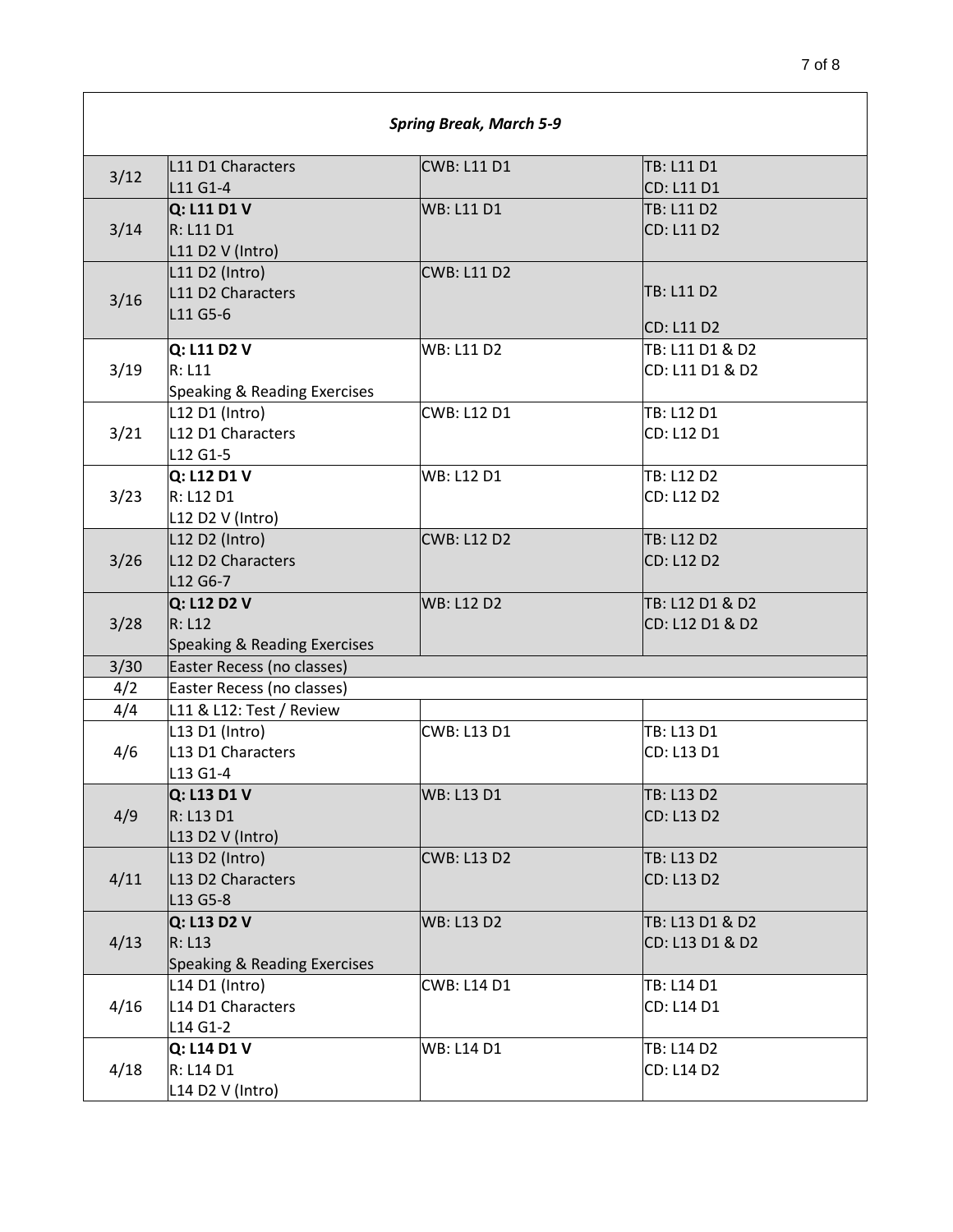| *Spring Break, March 5-9* | | | |
|---|---|---|---|
| 3/12 | L11 D1 Characters<br>L11 G1-4 | CWB: L11 D1 | TB: L11 D1<br>CD: L11 D1 |
| 3/14 | **Q: L11 D1 V**<br>R: L11 D1<br>L11 D2 V (Intro) | WB: L11 D1 | TB: L11 D2<br>CD: L11 D2 |
| 3/16 | L11 D2 (Intro)<br>L11 D2 Characters<br>L11 G5-6 | CWB: L11 D2 | TB: L11 D2<br>CD: L11 D2 |
| 3/19 | **Q: L11 D2 V**<br>R: L11<br>Speaking & Reading Exercises | WB: L11 D2 | TB: L11 D1 & D2<br>CD: L11 D1 & D2 |
| 3/21 | L12 D1 (Intro)<br>L12 D1 Characters<br>L12 G1-5 | CWB: L12 D1 | TB: L12 D1<br>CD: L12 D1 |
| 3/23 | **Q: L12 D1 V**<br>R: L12 D1<br>L12 D2 V (Intro) | WB: L12 D1 | TB: L12 D2<br>CD: L12 D2 |
| 3/26 | L12 D2 (Intro)<br>L12 D2 Characters<br>L12 G6-7 | CWB: L12 D2 | TB: L12 D2<br>CD: L12 D2 |
| 3/28 | **Q: L12 D2 V**<br>R: L12<br>Speaking & Reading Exercises | WB: L12 D2 | TB: L12 D1 & D2<br>CD: L12 D1 & D2 |
| 3/30 | Easter Recess (no classes) | | |
| 4/2 | Easter Recess (no classes) | | |
| 4/4 | L11 & L12: Test / Review | | |
| 4/6 | L13 D1 (Intro)<br>L13 D1 Characters<br>L13 G1-4 | CWB: L13 D1 | TB: L13 D1<br>CD: L13 D1 |
| 4/9 | **Q: L13 D1 V**<br>R: L13 D1<br>L13 D2 V (Intro) | WB: L13 D1 | TB: L13 D2<br>CD: L13 D2 |
| 4/11 | L13 D2 (Intro)<br>L13 D2 Characters<br>L13 G5-8 | CWB: L13 D2 | TB: L13 D2<br>CD: L13 D2 |
| 4/13 | **Q: L13 D2 V**<br>R: L13<br>Speaking & Reading Exercises | WB: L13 D2 | TB: L13 D1 & D2<br>CD: L13 D1 & D2 |
| 4/16 | L14 D1 (Intro)<br>L14 D1 Characters<br>L14 G1-2 | CWB: L14 D1 | TB: L14 D1<br>CD: L14 D1 |
| 4/18 | **Q: L14 D1 V**<br>R: L14 D1<br>L14 D2 V (Intro) | WB: L14 D1 | TB: L14 D2<br>CD: L14 D2 |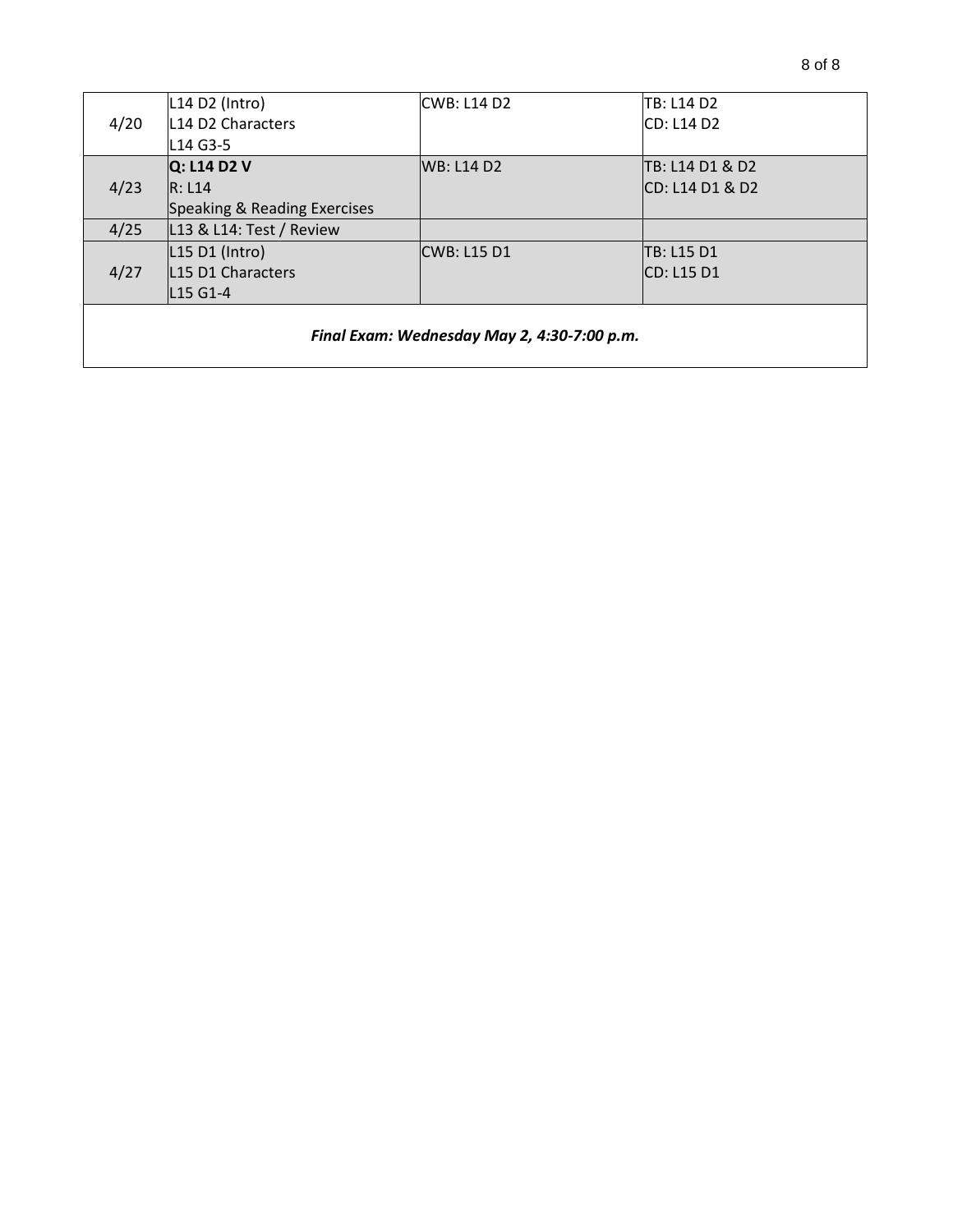| | | | |
|---|---|---|---|
| 4/20 | L14 D2 (Intro)<br>L14 D2 Characters<br>L14 G3-5 | CWB: L14 D2 | TB: L14 D2<br>CD: L14 D2 |
| 4/23 | **Q: L14 D2 V**<br>R: L14<br>Speaking & Reading Exercises | WB: L14 D2 | TB: L14 D1 & D2<br>CD: L14 D1 & D2 |
| 4/25 | L13 & L14: Test / Review | | |
| 4/27 | L15 D1 (Intro)<br>L15 D1 Characters<br>L15 G1-4 | CWB: L15 D1 | TB: L15 D1<br>CD: L15 D1 |

***Final Exam: Wednesday May 2, 4:30-7:00 p.m.***